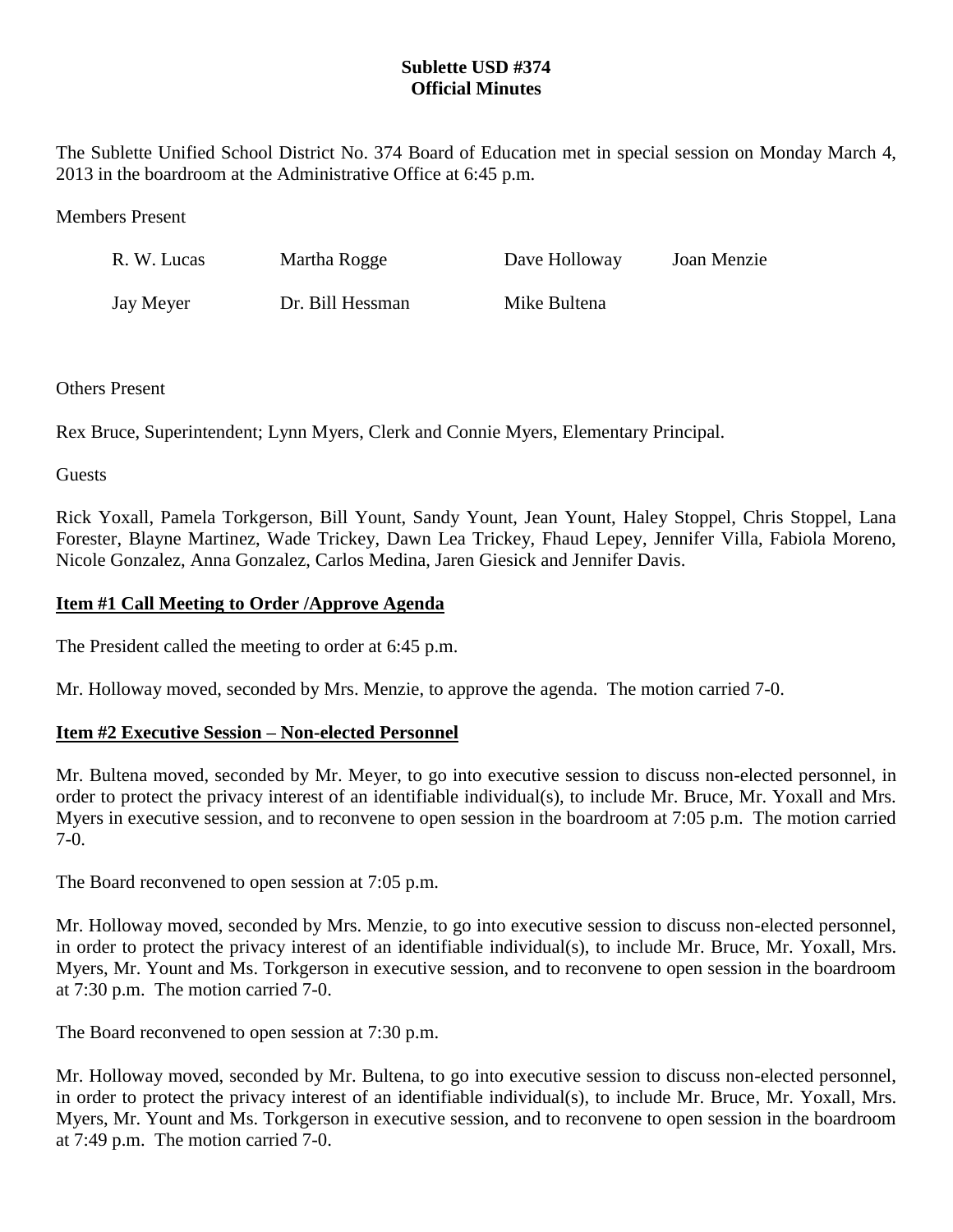# Sublette USD #374
## Official Minutes

The Sublette Unified School District No. 374 Board of Education met in special session on Monday March 4, 2013 in the boardroom at the Administrative Office at 6:45 p.m.

Members Present

| | | | |
|---|---|---|---|
| R. W. Lucas | Martha Rogge | Dave Holloway | Joan Menzie |
| Jay Meyer | Dr. Bill Hessman | Mike Bultena | |

Others Present

Rex Bruce, Superintendent; Lynn Myers, Clerk and Connie Myers, Elementary Principal.

Guests

Rick Yoxall, Pamela Torkgerson, Bill Yount, Sandy Yount, Jean Yount, Haley Stoppel, Chris Stoppel, Lana Forester, Blayne Martinez, Wade Trickey, Dawn Lea Trickey, Fhaud Lepey, Jennifer Villa, Fabiola Moreno, Nicole Gonzalez, Anna Gonzalez, Carlos Medina, Jaren Giesick and Jennifer Davis.

**Item #1 Call Meeting to Order /Approve Agenda**

The President called the meeting to order at 6:45 p.m.

Mr. Holloway moved, seconded by Mrs. Menzie, to approve the agenda. The motion carried 7-0.

**Item #2 Executive Session – Non-elected Personnel**

Mr. Bultena moved, seconded by Mr. Meyer, to go into executive session to discuss non-elected personnel, in order to protect the privacy interest of an identifiable individual(s), to include Mr. Bruce, Mr. Yoxall and Mrs. Myers in executive session, and to reconvene to open session in the boardroom at 7:05 p.m. The motion carried 7-0.

The Board reconvened to open session at 7:05 p.m.

Mr. Holloway moved, seconded by Mrs. Menzie, to go into executive session to discuss non-elected personnel, in order to protect the privacy interest of an identifiable individual(s), to include Mr. Bruce, Mr. Yoxall, Mrs. Myers, Mr. Yount and Ms. Torkgerson in executive session, and to reconvene to open session in the boardroom at 7:30 p.m. The motion carried 7-0.

The Board reconvened to open session at 7:30 p.m.

Mr. Holloway moved, seconded by Mr. Bultena, to go into executive session to discuss non-elected personnel, in order to protect the privacy interest of an identifiable individual(s), to include Mr. Bruce, Mr. Yoxall, Mrs. Myers, Mr. Yount and Ms. Torkgerson in executive session, and to reconvene to open session in the boardroom at 7:49 p.m. The motion carried 7-0.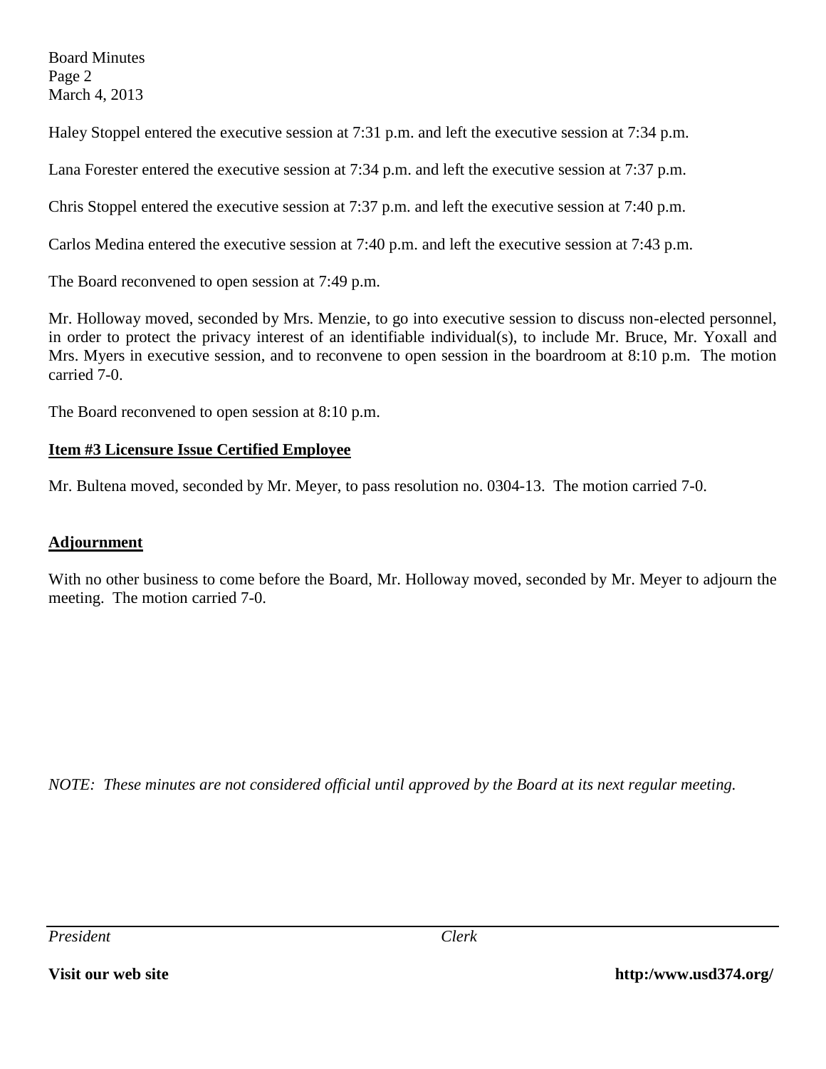Haley Stoppel entered the executive session at 7:31 p.m. and left the executive session at 7:34 p.m.

Lana Forester entered the executive session at 7:34 p.m. and left the executive session at 7:37 p.m.

Chris Stoppel entered the executive session at 7:37 p.m. and left the executive session at 7:40 p.m.

Carlos Medina entered the executive session at 7:40 p.m. and left the executive session at 7:43 p.m.

The Board reconvened to open session at 7:49 p.m.

Mr. Holloway moved, seconded by Mrs. Menzie, to go into executive session to discuss non-elected personnel, in order to protect the privacy interest of an identifiable individual(s), to include Mr. Bruce, Mr. Yoxall and Mrs. Myers in executive session, and to reconvene to open session in the boardroom at 8:10 p.m. The motion carried 7-0.

The Board reconvened to open session at 8:10 p.m.

**Item #3 Licensure Issue Certified Employee**

Mr. Bultena moved, seconded by Mr. Meyer, to pass resolution no. 0304-13. The motion carried 7-0.

**Adjournment**

With no other business to come before the Board, Mr. Holloway moved, seconded by Mr. Meyer to adjourn the meeting. The motion carried 7-0.

*NOTE: These minutes are not considered official until approved by the Board at its next regular meeting.*

*President* *Clerk*

**Visit our web site** **http:/www.usd374.org/**